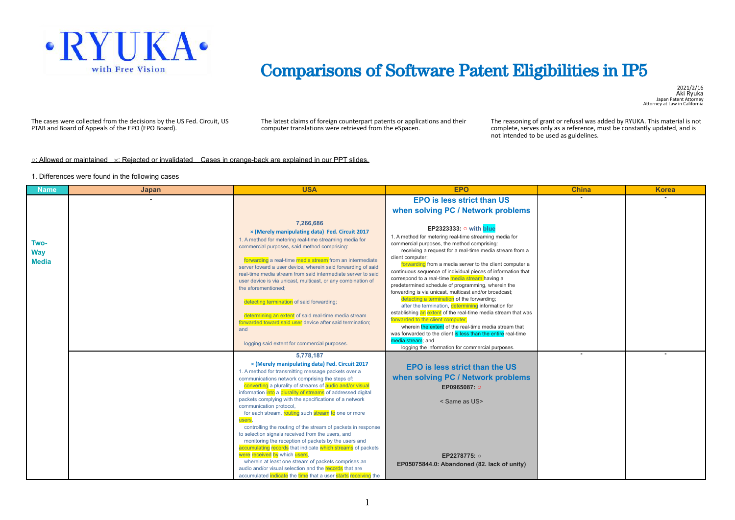# Comparisons of Software Patent Eligibilities in IP5

2021/2/16
Aki Ryuka
Japan Patent Attorney
Attorney at Law in California

The cases were collected from the decisions by the US Fed. Circuit, US PTAB and Board of Appeals of the EPO (EPO Board).

The latest claims of foreign counterpart patents or applications and their computer translations were retrieved from the eSpacen.

The reasoning of grant or refusal was added by RYUKA. This material is not complete, serves only as a reference, must be constantly updated, and is not intended to be used as guidelines.

○: Allowed or maintained ×: Rejected or invalidated Cases in orange-back are explained in our PPT slides.

1. Differences were found in the following cases

| Name | Japan | USA | EPO | China | Korea |
|---|---|---|---|---|---|
| Two-Way Media | - | **7,266,686**<br>**× (Merely manipulating data) Fed. Circuit 2017**<br>1. A method for metering real-time streaming media for commercial purposes, said method comprising:<br>forwarding a real-time media stream from an intermediate server toward a user device, wherein said forwarding of said real-time media stream from said intermediate server to said user device is via unicast, multicast, or any combination of the aforementioned;<br>detecting termination of said forwarding;<br>determining an extent of said real-time media stream forwarded toward said user device after said termination; and<br>logging said extent for commercial purposes. | **EPO is less strict than US when solving PC / Network problems**<br>**EP2323333: ○ with blue**<br>1. A method for metering real-time streaming media for commercial purposes, the method comprising:<br>receiving a request for a real-time media stream from a client computer;<br>forwarding from a media server to the client computer a continuous sequence of individual pieces of information that correspond to a real-time media stream having a predetermined schedule of programming, wherein the forwarding is via unicast, multicast and/or broadcast;<br>detecting a termination of the forwarding;<br>after the termination, determining information for establishing an extent of the real-time media stream that was forwarded to the client computer,<br>wherein the extent of the real-time media stream that was forwarded to the client is less than the entire real-time media stream; and<br>logging the information for commercial purposes. | - | - |
| | | **5,778,187**<br>**× (Merely manipulating data) Fed. Circuit 2017**<br>1. A method for transmitting message packets over a communications network comprising the steps of:<br>converting a plurality of streams of audio and/or visual information into a plurality of streams of addressed digital packets complying with the specifications of a network communication protocol,<br>for each stream, routing such stream to one or more users,<br>controlling the routing of the stream of packets in response to selection signals received from the users, and<br>monitoring the reception of packets by the users and accumulating records that indicate which streams of packets were received by which users,<br>wherein at least one stream of packets comprises an audio and/or visual selection and the records that are accumulated indicate the time that a user starts receiving the | **EPO is less strict than the US when solving PC / Network problems**<br>**EP0965087: ○**<br>< Same as US><br>**EP2278775: ○**<br>**EP05075844.0: Abandoned (82. lack of unity)** | - | - |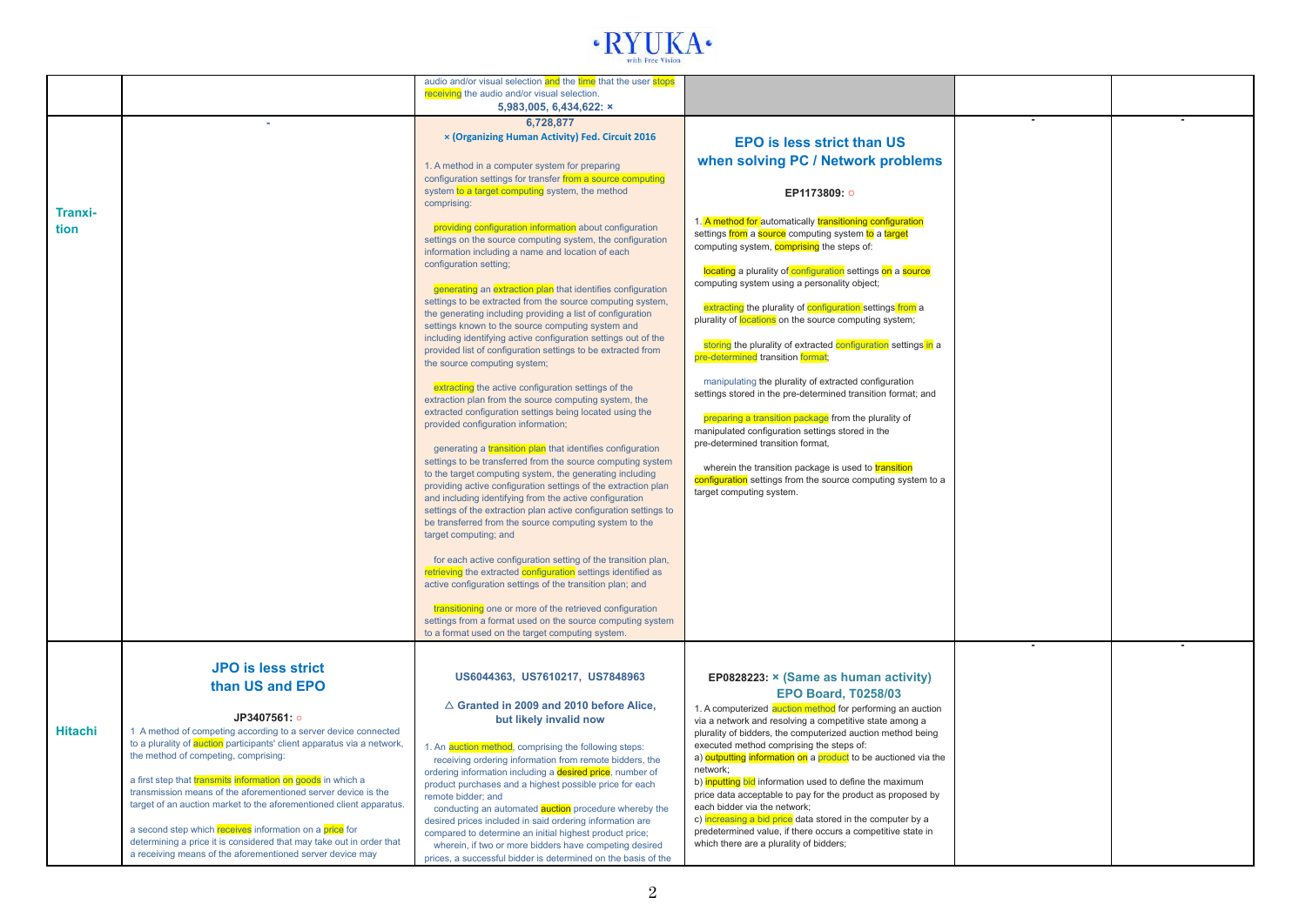| | | | | | |
|---|---|---|---|---|---|
| | | audio and/or visual selection and the time that the user stops receiving the audio and/or visual selection.<br>**5,983,005, 6,434,622: ×** | | | |
| **Tranxi-tion** | - | **6,728,877**<br>**× (Organizing Human Activity) Fed. Circuit 2016**<br><br>1. A method in a computer system for preparing configuration settings for transfer from a source computing system to a target computing system, the method comprising:<br><br>providing configuration information about configuration settings on the source computing system, the configuration information including a name and location of each configuration setting;<br><br>generating an extraction plan that identifies configuration settings to be extracted from the source computing system, the generating including providing a list of configuration settings known to the source computing system and including identifying active configuration settings out of the provided list of configuration settings to be extracted from the source computing system;<br><br>extracting the active configuration settings of the extraction plan from the source computing system, the extracted configuration settings being located using the provided configuration information;<br><br>generating a transition plan that identifies configuration settings to be transferred from the source computing system to the target computing system, the generating including providing active configuration settings of the extraction plan and including identifying from the active configuration settings of the extraction plan active configuration settings to be transferred from the source computing system to the target computing; and<br><br>for each active configuration setting of the transition plan, retrieving the extracted configuration settings identified as active configuration settings of the transition plan; and<br><br>transitioning one or more of the retrieved configuration settings from a format used on the source computing system to a format used on the target computing system. | **EPO is less strict than US when solving PC / Network problems**<br><br>**EP1173809: ○**<br><br>1. A method for automatically transitioning configuration settings from a source computing system to a target computing system, comprising the steps of:<br><br>locating a plurality of configuration settings on a source computing system using a personality object;<br><br>extracting the plurality of configuration settings from a plurality of locations on the source computing system;<br><br>storing the plurality of extracted configuration settings in a pre-determined transition format;<br><br>manipulating the plurality of extracted configuration settings stored in the pre-determined transition format; and<br><br>preparing a transition package from the plurality of manipulated configuration settings stored in the pre-determined transition format,<br><br>wherein the transition package is used to transition configuration settings from the source computing system to a target computing system. | - | - |
| **Hitachi** | **JPO is less strict than US and EPO**<br><br>**JP3407561: ○**<br>1 A method of competing according to a server device connected to a plurality of auction participants' client apparatus via a network, the method of competing, comprising:<br><br>a first step that transmits information on goods in which a transmission means of the aforementioned server device is the target of an auction market to the aforementioned client apparatus.<br><br>a second step which receives information on a price for determining a price it is considered that may take out in order that a receiving means of the aforementioned server device may | **US6044363, US7610217, US7848963**<br><br>**△ Granted in 2009 and 2010 before Alice, but likely invalid now**<br><br>1. An auction method, comprising the following steps:<br>receiving ordering information from remote bidders, the ordering information including a desired price, number of product purchases and a highest possible price for each remote bidder; and<br>conducting an automated auction procedure whereby the desired prices included in said ordering information are compared to determine an initial highest product price;<br>wherein, if two or more bidders have competing desired prices, a successful bidder is determined on the basis of the | **EP0828223: × (Same as human activity)**<br>**EPO Board, T0258/03**<br>1. A computerized auction method for performing an auction via a network and resolving a competitive state among a plurality of bidders, the computerized auction method being executed method comprising the steps of:<br>a) outputting information on a product to be auctioned via the network;<br>b) inputting bid information used to define the maximum price data acceptable to pay for the product as proposed by each bidder via the network;<br>c) increasing a bid price data stored in the computer by a predetermined value, if there occurs a competitive state in which there are a plurality of bidders; | - | - |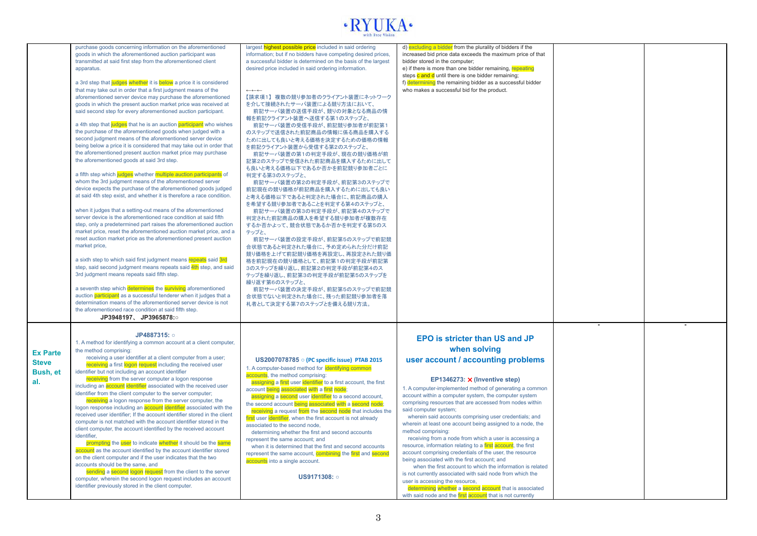| | | | | | |
|---|---|---|---|---|---|
| | purchase goods concerning information on the aforementioned goods in which the aforementioned auction participant was transmitted at said first step from the aforementioned client apparatus.<br><br>a 3rd step that judges whether it is below a price it is considered that may take out in order that a first judgment means of the aforementioned server device may purchase the aforementioned goods in which the present auction market price was received at said second step for every aforementioned auction participant.<br><br>a 4th step that judges that he is an auction participant who wishes the purchase of the aforementioned goods when judged with a second judgment means of the aforementioned server device being below a price it is considered that may take out in order that the aforementioned present auction market price may purchase the aforementioned goods at said 3rd step.<br><br>a fifth step which judges whether multiple auction participants of whom the 3rd judgment means of the aforementioned server device expects the purchase of the aforementioned goods judged at said 4th step exist, and whether it is therefore a race condition.<br><br>when it judges that a setting-out means of the aforementioned server device is the aforementioned race condition at said fifth step, only a predetermined part raises the aforementioned auction market price, reset the aforementioned auction market price, and a reset auction market price as the aforementioned present auction market price,<br><br>a sixth step to which said first judgment means repeats said 3rd step, said second judgment means repeats said 4th step, and said 3rd judgment means repeats said fifth step.<br><br>a seventh step which determines the surviving aforementioned auction participant as a successful tenderer when it judges that a determination means of the aforementioned server device is not the aforementioned race condition at said fifth step.<br><br>**JP3948197、 JP3965878:○** | largest highest possible price included in said ordering information; but if no bidders have competing desired prices, a successful bidder is determined on the basis of the largest desired price included in said ordering information.<br><br>←←←<br>【請求項1】 複数の競り参加者のクライアント装置にネットワークを介して接続されたサーバ装置による競り方法において、<br>前記サーバ装置の送信手段が、競りの対象となる商品の情報を前記クライアント装置へ送信する第1のステップと、<br>前記サーバ装置の受信手段が、前記競り参加者が前記第1のステップで送信された前記商品の情報に係る商品を購入するために出しても良いと考える価格を決定するための価格の情報を前記クライアント装置から受信する第2のステップと、<br>前記サーバ装置の第1の判定手段が、現在の競り価格が前記第2のステップで受信された前記商品を購入するために出しても良いと考える価格以下であるか否かを前記競り参加者ごとに判定する第3のステップと、<br>前記サーバ装置の第2の判定手段が、前記第3のステップで前記現在の競り価格が前記商品を購入するために出しても良いと考える価格以下であると判定された場合に、前記商品の購入を希望する競り参加者であることを判定する第4のステップと、<br>前記サーバ装置の第3の判定手段が、前記第4のステップで判定された前記商品の購入を希望する競り参加者が複数存在するか否かよって、競合状態であるか否かを判定する第5のステップと、<br>前記サーバ装置の設定手段が、前記第5のステップで前記競合状態であると判定された場合に、予め定められた分だけ前記競り価格を上げて前記競り価格を再設定し、再設定された競り価格を前記現在の競り価格として、前記第1の判定手段が前記第3のステップを繰り返し、前記第2の判定手段が前記第4のステップを繰り返し、前記第3の判定手段が前記第5のステップを繰り返す第6のステップと、<br>前記サーバ装置の決定手段が、前記第5のステップで前記競合状態でないと判定された場合に、残った前記競り参加者を落札者として決定する第7のステップとを備える競り方法。 | d) excluding a bidder from the plurality of bidders if the increased bid price data exceeds the maximum price of that bidder stored in the computer;<br>e) if there is more than one bidder remaining, repeating steps c and d until there is one bidder remaining;<br>f) determining the remaining bidder as a successful bidder who makes a successful bid for the product. | | |
| **Ex Parte Steve Bush, et al.** | **JP4887315: ○**<br>1. A method for identifying a common account at a client computer, the method comprising:<br>receiving a user identifier at a client computer from a user;<br>receiving a first logon request including the received user identifier but not including an account identifier<br>receiving from the server computer a logon response including an account identifier associated with the received user identifier from the client computer to the server computer;<br>receiving a logon response from the server computer, the logon response including an account identifier associated with the received user identifier; If the account identifier stored in the client computer is not matched with the account identifier stored in the client computer, the account identified by the received account identifier,<br>prompting the user to indicate whether it should be the same account as the account identified by the account identifier stored on the client computer and if the user indicates that the two accounts should be the same, and<br>sending a second logon request from the client to the server computer, wherein the second logon request includes an account identifier previously stored in the client computer. | **US2007078785 ○ (PC specific issue) PTAB 2015**<br>1. A computer-based method for identifying common accounts, the method comprising:<br>assigning a first user identifier to a first account, the first account being associated with a first node;<br>assigning a second user identifier to a second account, the second account being associated with a second node;<br>receiving a request from the second node that includes the first user identifier, when the first account is not already associated to the second node,<br>determining whether the first and second accounts represent the same account; and<br>when it is determined that the first and second accounts represent the same account, combining the first and second accounts into a single account.<br><br>**US9171308: ○** | **EPO is stricter than US and JP when solving user account / accounting problems**<br><br>**EP1346273: ✕ (Inventive step)**<br>1. A computer-implemented method of generating a common account within a computer system, the computer system comprising resources that are accessed from nodes within said computer system;<br>wherein said accounts comprising user credentials; and wherein at least one account being assigned to a node, the method comprising:<br>receiving from a node from which a user is accessing a resource, information relating to a first account, the first account comprising credentials of the user, the resource being associated with the first account; and<br>when the first account to which the information is related is not currently associated with said node from which the user is accessing the resource,<br>determining whether a second account that is associated with said node and the first account that is not currently | - | - |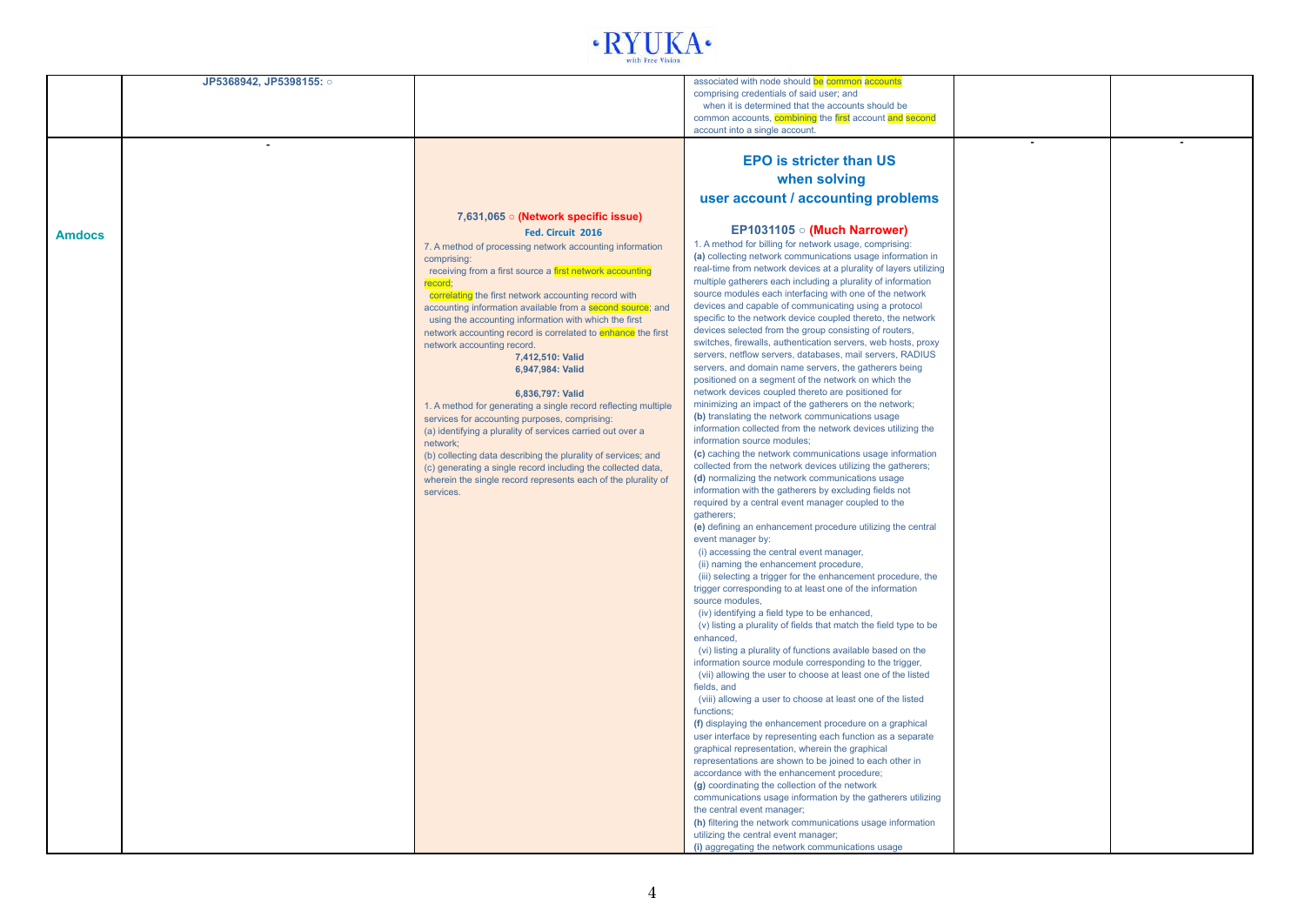| | | | | | |
|---|---|---|---|---|---|
| | JP5368942, JP5398155: ○ | | associated with node should be common accounts comprising credentials of said user; and<br>when it is determined that the accounts should be common accounts, combining the first account and second account into a single account. | | |
| **Amdocs** | - | **7,631,065 ○ (Network specific issue)**<br>**Fed. Circuit 2016**<br>7. A method of processing network accounting information comprising:<br>receiving from a first source a first network accounting record;<br>correlating the first network accounting record with accounting information available from a second source; and<br>using the accounting information with which the first network accounting record is correlated to enhance the first network accounting record.<br>**7,412,510: Valid**<br>**6,947,984: Valid**<br><br>**6,836,797: Valid**<br>1. A method for generating a single record reflecting multiple services for accounting purposes, comprising:<br>(a) identifying a plurality of services carried out over a network;<br>(b) collecting data describing the plurality of services; and<br>(c) generating a single record including the collected data, wherein the single record represents each of the plurality of services. | **EPO is stricter than US when solving user account / accounting problems**<br><br>**EP1031105 ○ (Much Narrower)**<br>1. A method for billing for network usage, comprising:<br>**(a)** collecting network communications usage information in real-time from network devices at a plurality of layers utilizing multiple gatherers each including a plurality of information source modules each interfacing with one of the network devices and capable of communicating using a protocol specific to the network device coupled thereto, the network devices selected from the group consisting of routers, switches, firewalls, authentication servers, web hosts, proxy servers, netflow servers, databases, mail servers, RADIUS servers, and domain name servers, the gatherers being positioned on a segment of the network on which the network devices coupled thereto are positioned for minimizing an impact of the gatherers on the network;<br>**(b)** translating the network communications usage information collected from the network devices utilizing the information source modules;<br>**(c)** caching the network communications usage information collected from the network devices utilizing the gatherers;<br>**(d)** normalizing the network communications usage information with the gatherers by excluding fields not required by a central event manager coupled to the gatherers;<br>**(e)** defining an enhancement procedure utilizing the central event manager by:<br>(i) accessing the central event manager,<br>(ii) naming the enhancement procedure,<br>(iii) selecting a trigger for the enhancement procedure, the trigger corresponding to at least one of the information source modules,<br>(iv) identifying a field type to be enhanced,<br>(v) listing a plurality of fields that match the field type to be enhanced,<br>(vi) listing a plurality of functions available based on the information source module corresponding to the trigger,<br>(vii) allowing the user to choose at least one of the listed fields, and<br>(viii) allowing a user to choose at least one of the listed functions;<br>**(f)** displaying the enhancement procedure on a graphical user interface by representing each function as a separate graphical representation, wherein the graphical representations are shown to be joined to each other in accordance with the enhancement procedure;<br>**(g)** coordinating the collection of the network communications usage information by the gatherers utilizing the central event manager;<br>**(h)** filtering the network communications usage information utilizing the central event manager;<br>**(i)** aggregating the network communications usage | - | - |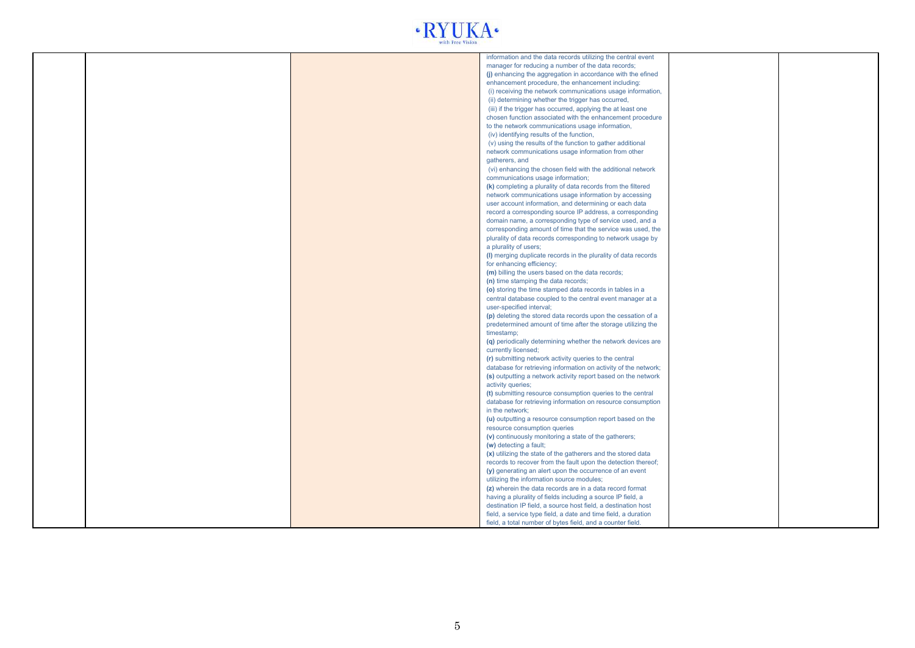|  |  |  | information and the data records utilizing the central event manager for reducing a number of the data records;<br>**(j)** enhancing the aggregation in accordance with the efined enhancement procedure, the enhancement including:<br>(i) receiving the network communications usage information,<br>(ii) determining whether the trigger has occurred,<br>(iii) if the trigger has occurred, applying the at least one chosen function associated with the enhancement procedure to the network communications usage information,<br>(iv) identifying results of the function,<br>(v) using the results of the function to gather additional network communications usage information from other gatherers, and<br>(vi) enhancing the chosen field with the additional network communications usage information;<br>**(k)** completing a plurality of data records from the filtered network communications usage information by accessing user account information, and determining or each data record a corresponding source IP address, a corresponding domain name, a corresponding type of service used, and a corresponding amount of time that the service was used, the plurality of data records corresponding to network usage by a plurality of users;<br>**(l)** merging duplicate records in the plurality of data records for enhancing efficiency;<br>**(m)** billing the users based on the data records;<br>**(n)** time stamping the data records;<br>**(o)** storing the time stamped data records in tables in a central database coupled to the central event manager at a user-specified interval;<br>**(p)** deleting the stored data records upon the cessation of a predetermined amount of time after the storage utilizing the timestamp;<br>**(q)** periodically determining whether the network devices are currently licensed;<br>**(r)** submitting network activity queries to the central database for retrieving information on activity of the network;<br>**(s)** outputting a network activity report based on the network activity queries;<br>**(t)** submitting resource consumption queries to the central database for retrieving information on resource consumption in the network;<br>**(u)** outputting a resource consumption report based on the resource consumption queries<br>**(v)** continuously monitoring a state of the gatherers;<br>**(w)** detecting a fault;<br>**(x)** utilizing the state of the gatherers and the stored data records to recover from the fault upon the detection thereof;<br>**(y)** generating an alert upon the occurrence of an event utilizing the information source modules;<br>**(z)** wherein the data records are in a data record format having a plurality of fields including a source IP field, a destination IP field, a source host field, a destination host field, a service type field, a date and time field, a duration field, a total number of bytes field, and a counter field. |  |  |
|---|---|---|---|---|---|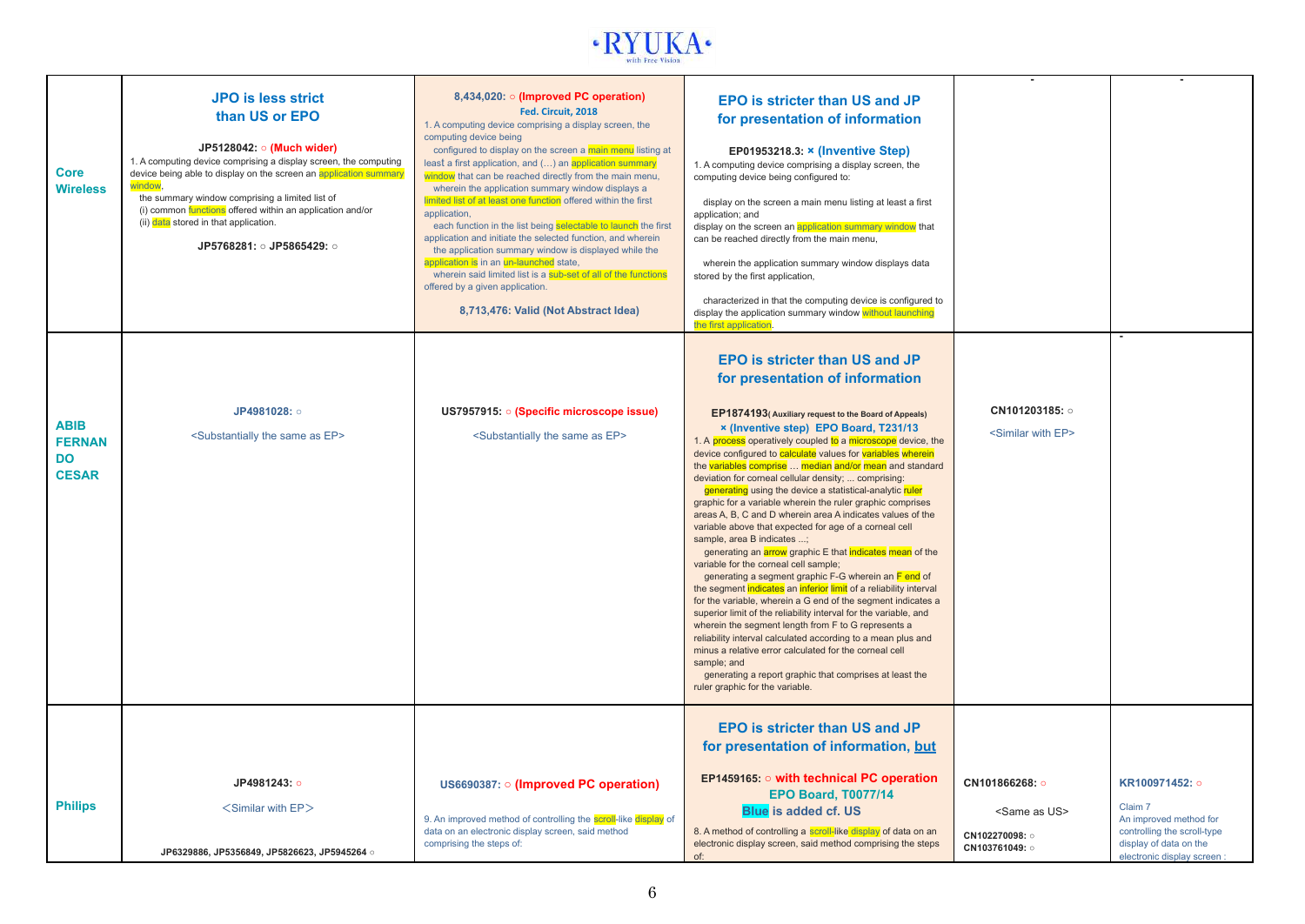| | | | | | |
|---|---|---|---|---|---|
| **Core Wireless** | **JPO is less strict than US or EPO**<br><br>**JP5128042: ○ (Much wider)**<br>1. A computing device comprising a display screen, the computing device being able to display on the screen an application summary window,<br>the summary window comprising a limited list of<br>(i) common functions offered within an application and/or<br>(ii) data stored in that application.<br><br>**JP5768281: ○ JP5865429: ○** | **8,434,020: ○ (Improved PC operation)**<br>**Fed. Circuit, 2018**<br>1. A computing device comprising a display screen, the computing device being<br>configured to display on the screen a main menu listing at least a first application, and (…) an application summary window that can be reached directly from the main menu,<br>wherein the application summary window displays a limited list of at least one function offered within the first application,<br>each function in the list being selectable to launch the first application and initiate the selected function, and wherein<br>the application summary window is displayed while the application is in an un-launched state,<br>wherein said limited list is a sub-set of all of the functions offered by a given application.<br><br>**8,713,476: Valid (Not Abstract Idea)** | **EPO is stricter than US and JP for presentation of information**<br><br>**EP01953218.3: × (Inventive Step)**<br>1. A computing device comprising a display screen, the computing device being configured to:<br><br>display on the screen a main menu listing at least a first application; and<br>display on the screen an application summary window that can be reached directly from the main menu,<br><br>wherein the application summary window displays data stored by the first application,<br><br>characterized in that the computing device is configured to display the application summary window without launching the first application. | - | - |
| **ABIB FERNAN DO CESAR** | **JP4981028: ○**<br><br><Substantially the same as EP> | **US7957915: ○ (Specific microscope issue)**<br><br><Substantially the same as EP> | **EPO is stricter than US and JP for presentation of information**<br><br>**EP1874193**(Auxiliary request to the Board of Appeals)<br>**× (Inventive step) EPO Board, T231/13**<br>1. A process operatively coupled to a microscope device, the device configured to calculate values for variables wherein the variables comprise ... median and/or mean and standard deviation for corneal cellular density; ... comprising:<br>generating using the device a statistical-analytic ruler graphic for a variable wherein the ruler graphic comprises areas A, B, C and D wherein area A indicates values of the variable above that expected for age of a corneal cell sample, area B indicates ...;<br>generating an arrow graphic E that indicates mean of the variable for the corneal cell sample;<br>generating a segment graphic F-G wherein an F end of the segment indicates an inferior limit of a reliability interval for the variable, wherein a G end of the segment indicates a superior limit of the reliability interval for the variable, and wherein the segment length from F to G represents a reliability interval calculated according to a mean plus and minus a relative error calculated for the corneal cell sample; and<br>generating a report graphic that comprises at least the ruler graphic for the variable. | **CN101203185: ○**<br><br><Similar with EP> | - |
| **Philips** | **JP4981243: ○**<br><br><Similar with EP><br><br>**JP6329886, JP5356849, JP5826623, JP5945264 ○** | **US6690387: ○ (Improved PC operation)**<br><br>9. An improved method of controlling the scroll-like display of data on an electronic display screen, said method comprising the steps of: | **EPO is stricter than US and JP for presentation of information, but**<br><br>**EP1459165: ○ with technical PC operation**<br>**EPO Board, T0077/14**<br>**Blue is added cf. US**<br><br>8. A method of controlling a scroll-like display of data on an electronic display screen, said method comprising the steps of: | **CN101866268: ○**<br><br><Same as US><br><br>**CN102270098: ○**<br>**CN103761049: ○** | **KR100971452: ○**<br><br>Claim 7<br>An improved method for controlling the scroll-type display of data on the electronic display screen : |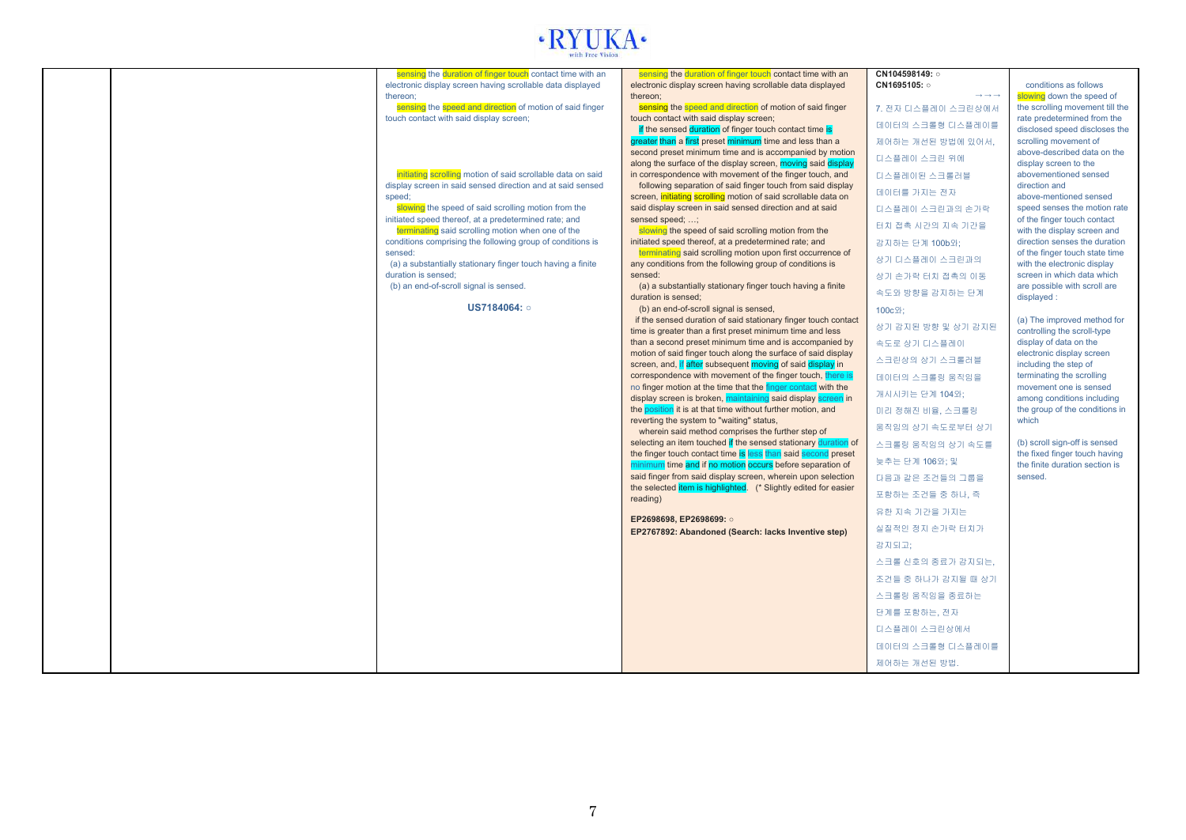| | | | | | |
|---|---|---|---|---|---|
| | | sensing the duration of finger touch contact time with an electronic display screen having scrollable data displayed thereon;<br><br>sensing the speed and direction of motion of said finger touch contact with said display screen;<br><br>initiating scrolling motion of said scrollable data on said display screen in said sensed direction and at said sensed speed;<br><br>slowing the speed of said scrolling motion from the initiated speed thereof, at a predetermined rate; and<br><br>terminating said scrolling motion when one of the conditions comprising the following group of conditions is sensed:<br><br>(a) a substantially stationary finger touch having a finite duration is sensed;<br><br>(b) an end-of-scroll signal is sensed.<br><br>**US7184064: ○** | sensing the duration of finger touch contact time with an electronic display screen having scrollable data displayed thereon;<br><br>sensing the speed and direction of motion of said finger touch contact with said display screen;<br><br>if the sensed duration of finger touch contact time is greater than a first preset minimum time and less than a second preset minimum time and is accompanied by motion along the surface of the display screen, moving said display in correspondence with movement of the finger touch, and following separation of said finger touch from said display screen, initiating scrolling motion of said scrollable data on said display screen in said sensed direction and at said sensed speed; …;<br><br>slowing the speed of said scrolling motion from the initiated speed thereof, at a predetermined rate; and<br><br>terminating said scrolling motion upon first occurrence of any conditions from the following group of conditions is sensed:<br><br>(a) a substantially stationary finger touch having a finite duration is sensed;<br><br>(b) an end-of-scroll signal is sensed,<br><br>if the sensed duration of said stationary finger touch contact time is greater than a first preset minimum time and less than a second preset minimum time and is accompanied by motion of said finger touch along the surface of said display screen, and, if after subsequent moving of said display in correspondence with movement of the finger touch, there is no finger motion at the time that the finger contact with the display screen is broken, maintaining said display screen in the position it is at that time without further motion, and reverting the system to "waiting" status,<br><br>wherein said method comprises the further step of selecting an item touched if the sensed stationary duration of the finger touch contact time is less than said second preset minimum time and if no motion occurs before separation of said finger from said display screen, wherein upon selection the selected item is highlighted. (* Slightly edited for easier reading)<br><br>**EP2698698, EP2698699: ○**<br><br>**EP2767892: Abandoned (Search: lacks Inventive step)** | **CN104598149: ○**<br>**CN1695105: ○**<br><br>→ → →<br><br>7. 전자 디스플레이 스크린상에서 데이터의 스크롤링 디스플레이를 제어하는 개선된 방법에 있어서, 디스플레이 스크린 위에 디스플레이된 스크롤러블 데이터를 가지는 전자 디스플레이 스크린과의 손가락 터치 접촉 시간의 지속 기간을 감지하는 단계 100b와;<br><br>상기 디스플레이 스크린과의 상기 손가락 터치 접촉의 이동 속도와 방향을 감지하는 단계 100c와;<br><br>상기 감지된 방향 및 상기 감지된 속도로 상기 디스플레이 스크린상의 상기 스크롤러블 데이터의 스크롤링 움직임을 개시시키는 단계 104와;<br><br>미리 정해진 비율, 스크롤링 움직임의 상기 속도로부터 상기 스크롤링 움직임의 상기 속도를 늦추는 단계 106와; 및<br><br>다음과 같은 조건들의 그룹을 포함하는 조건들 중 하나, 즉 유한 지속 기간을 가지는 실질적인 정지 손가락 터치가 감지되고;<br><br>스크롤 신호의 종료가 감지되는, 조건들 중 하나가 감지될 때 상기 스크롤링 움직임을 종료하는 단계를 포함하는, 전자 디스플레이 스크린상에서 데이터의 스크롤링 디스플레이를 제어하는 개선된 방법. | conditions as follows slowing down the speed of the scrolling movement till the rate predetermined from the disclosed speed discloses the scrolling movement of above-described data on the display screen to the abovementioned sensed direction and above-mentioned sensed speed senses the motion rate of the finger touch contact with the display screen and direction senses the duration of the finger touch state time with the electronic display screen in which data which are possible with scroll are displayed :<br><br>(a) The improved method for controlling the scroll-type display of data on the electronic display screen including the step of terminating the scrolling movement one is sensed among conditions including the group of the conditions in which<br><br>(b) scroll sign-off is sensed the fixed finger touch having the finite duration section is sensed. |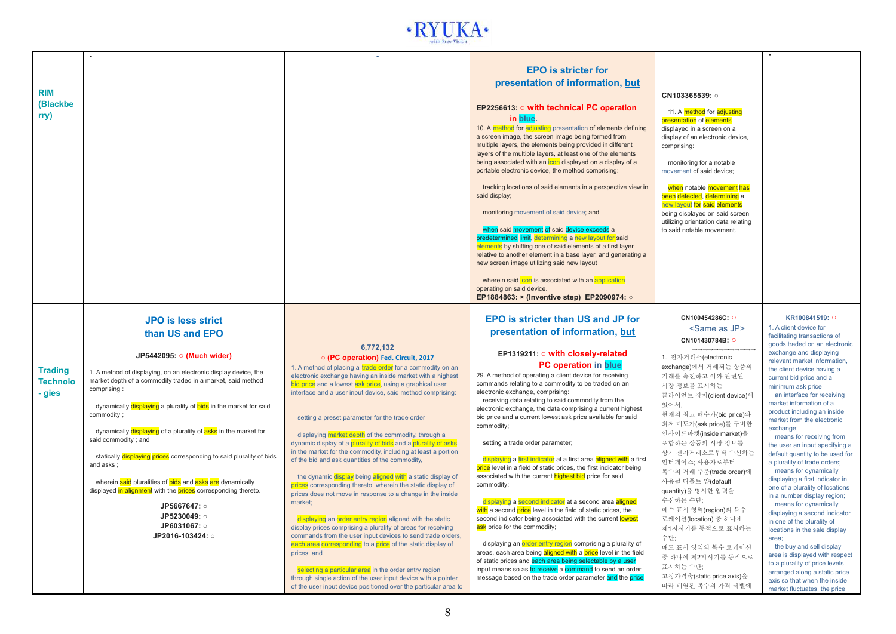| | | | | | |
|---|---|---|---|---|---|
| **RIM (Blackberry)** | - | - | **EPO is stricter for presentation of information, but**<br><br>**EP2256613: ○ with technical PC operation in blue.**<br>10. A method for adjusting presentation of elements defining a screen image, the screen image being formed from multiple layers, the elements being provided in different layers of the multiple layers, at least one of the elements being associated with an icon displayed on a display of a portable electronic device, the method comprising:<br><br>tracking locations of said elements in a perspective view in said display;<br><br>monitoring movement of said device; and<br><br>when said movement of said device exceeds a predetermined limit, determining a new layout for said elements by shifting one of said elements of a first layer relative to another element in a base layer, and generating a new screen image utilizing said new layout<br><br>wherein said icon is associated with an application operating on said device.<br>**EP1884863: × (Inventive step) EP2090974: ○** | **CN103365539: ○**<br><br>11. A method for adjusting presentation of elements displayed in a screen on a display of an electronic device, comprising:<br><br>monitoring for a notable movement of said device;<br><br>when notable movement has been detected, determining a new layout for said elements being displayed on said screen utilizing orientation data relating to said notable movement. | - |
| **Trading Technolo - gies** | **JPO is less strict than US and EPO**<br><br>**JP5442095: ○ (Much wider)**<br><br>1. A method of displaying, on an electronic display device, the market depth of a commodity traded in a market, said method comprising :<br><br>dynamically displaying a plurality of bids in the market for said commodity ;<br><br>dynamically displaying of a plurality of asks in the market for said commodity ; and<br><br>statically displaying prices corresponding to said plurality of bids and asks ;<br><br>wherein said pluralities of bids and asks are dynamically displayed in alignment with the prices corresponding thereto.<br><br>**JP5667647: ○**<br>**JP5230049: ○**<br>**JP6031067: ○**<br>**JP2016-103424: ○** | **6,772,132**<br>**○ (PC operation) Fed. Circuit, 2017**<br>1. A method of placing a trade order for a commodity on an electronic exchange having an inside market with a highest bid price and a lowest ask price, using a graphical user interface and a user input device, said method comprising:<br><br>setting a preset parameter for the trade order<br><br>displaying market depth of the commodity, through a dynamic display of a plurality of bids and a plurality of asks in the market for the commodity, including at least a portion of the bid and ask quantities of the commodity,<br><br>the dynamic display being aligned with a static display of prices corresponding thereto, wherein the static display of prices does not move in response to a change in the inside market;<br><br>displaying an order entry region aligned with the static display prices comprising a plurality of areas for receiving commands from the user input devices to send trade orders, each area corresponding to a price of the static display of prices; and<br><br>selecting a particular area in the order entry region through single action of the user input device with a pointer of the user input device positioned over the particular area to | **EPO is stricter than US and JP for presentation of information, but**<br><br>**EP1319211: ○ with closely-related PC operation in blue**<br>29. A method of operating a client device for receiving commands relating to a commodity to be traded on an electronic exchange, comprising:<br>receiving data relating to said commodity from the electronic exchange, the data comprising a current highest bid price and a current lowest ask price available for said commodity;<br><br>setting a trade order parameter;<br><br>displaying a first indicator at a first area aligned with a first price level in a field of static prices, the first indicator being associated with the current highest bid price for said commodity;<br><br>displaying a second indicator at a second area aligned with a second price level in the field of static prices, the second indicator being associated with the current lowest ask price for the commodity;<br><br>displaying an order entry region comprising a plurality of areas, each area being aligned with a price level in the field of static prices and each area being selectable by a user input means so as to receive a command to send an order message based on the trade order parameter and the price | **CN100454286C: ○**<br><Same as JP><br>**CN101430784B: ○**<br><br>1. 전자거래소(electronic exchange)에서 거래되는 상품의 거래를 촉진하고 이와 관련된 시장 정보를 표시하는 클라이언트 장치(client device)에 있어서,<br>현재의 최고 매수가(bid price)와 최저 매도가(ask price)를 구비한 인사이드마켓(inside market)을 포함하는 상품의 시장 정보를 상기 전자거래소로부터 수신하는 인터페이스; 사용자로부터 복수의 거래 주문(trade order)에 사용될 디폴트 양(default quantity)을 명시한 입력을 수신하는 수단;<br>매수 표시 영역(region)의 복수 로케이션(location) 중 하나에 제1지시기를 동적으로 표시하는 수단;<br>매도 표시 영역의 복수 로케이션 중 하나에 제2지시기를 동적으로 표시하는 수단;<br>고정가격축(static price axis)을 따라 배열된 복수의 가격 레벨에 | **KR100841519: ○**<br>1. A client device for facilitating transactions of goods traded on an electronic exchange and displaying relevant market information, the client device having a current bid price and a minimum ask price<br>an interface for receiving market information of a product including an inside market from the electronic exchange;<br>means for receiving from the user an input specifying a default quantity to be used for a plurality of trade orders;<br>means for dynamically displaying a first indicator in one of a plurality of locations in a number display region;<br>means for dynamically displaying a second indicator in one of the plurality of locations in the sale display area;<br>the buy and sell display area is displayed with respect to a plurality of price levels arranged along a static price axis so that when the inside market fluctuates, the price |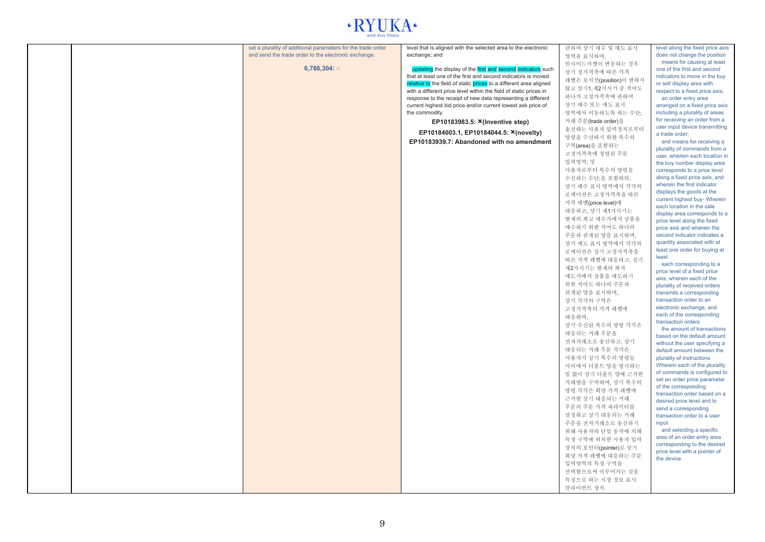| | | | | | |
|---|---|---|---|---|---|
| | | set a plurality of additional parameters for the trade order and send the trade order to the electronic exchange.<br><br>**6,766,304: ○** | level that is aligned with the selected area to the electronic exchange; and<br><br>updating the display of the first and second indicators such that at least one of the first and second indicators is moved relative to the field of static prices to a different area aligned with a different price level within the field of static prices in response to the receipt of new data representing a different current highest bid price and/or current lowest ask price of the commodity.<br><br>**EP10183983.5: ×(Inventive step)**<br><br>**EP10184003.1, EP10184044.5: ×(novelty)**<br><br>**EP10183939.7: Abandoned with no amendment** | 관하여 상기 매수 및 매도 표시 영역을 표시하여,<br>인사이드마켓이 변동하는 경우 상기 정가격축에 따른 가격 레벨은 포지션(position)이 변하지 않고 상기1,제2지시기 중 적어도 하나가 고정가격축에 관하여 상기 매수 또는 매도 표시 영역에서 이동하도록 하는 수단;<br>거래 주문(trade order)을 송신하는 사용자 입력장치로부터 명령을 수신하기 위한 복수의 구역(area)을 포함하는 고정가격축에 정렬된 주문 입력영역; 및<br>사용자로부터 복수의 명령을 수신하는 수단;을 포함하되,<br>상기 매수 표시 영역에서 각각의 로케이션은 고정가격축을 따른 가격 레벨(price level)에 대응하고, 상기 제1지시기는 현재의 최고 매수가에서 상품을 매수하기 위한 적어도 하나의 주문과 관계된 양을 표시하며,<br>상기 매도 표시 영역에서 각각의 로케이션은 상기 고정가격축을 따른 가격 레벨에 대응하고, 상기 제2지시기는 현재의 최저 매도가에서 상품을 매도하기 위한 적어도 하나의 주문과 관계된 양을 표시하며,<br>상기 각각의 구역은 고정가격축의 가격 레벨에 대응하며,<br>상기 수신된 복수의 명령 각각은 대응되는 거래 주문을 전자거래소로 송신하고, 상기 대응되는 거래 주문 각각은 사용자가 상기 복수의 명령들 사이에서 디폴트 양을 명시하는 일 없이 상기 디폴트 양에 근거한 거래량을 구비하며, 상기 복수의 명령 각각은 희망 가격 레벨에 근거한 상기 대응되는 거래 주문의 주문 가격 파라미터를 설정하고 상기 대응되는 거래 주문을 전자거래소로 송신하기 위해 사용자의 단일 동작에 의해 특정 구역에 위치한 사용자 입력 장치의 포인터(pointer)로 상기 희망 가격 레벨에 대응하는 주문 입력영역의 특정 구역을 선택함으로써 이루어지는 것을 특징으로 하는 시장 정보 표시 클라이언트 장치. | level along the fixed price axis does not change the position<br>means for causing at least one of the first and second indicators to move in the buy or sell display area with respect to a fixed price axis;<br>an order entry area arranged on a fixed price axis including a plurality of areas for receiving an order from a user input device transmitting a trade order;<br>and means for receiving a plurality of commands from a user, wherein each location in the buy number display area corresponds to a price level along a fixed price axis, and wherein the first indicator displays the goods at the current highest buy- Wherein each location in the sale display area corresponds to a price level along the fixed price axis and wherein the second indicator indicates a quantity associated with at least one order for buying at least<br>each corresponding to a price level of a fixed price axis, wherein each of the plurality of received orders transmits a corresponding transaction order to an electronic exchange, and each of the corresponding transaction orders<br>the amount of transactions based on the default amount without the user specifying a default amount between the plurality of instructions Wherein each of the plurality of commands is configured to set an order price parameter of the corresponding transaction order based on a desired price level and to send a corresponding transaction order to a user input<br>and selecting a specific area of an order entry area corresponding to the desired price level with a pointer of the device. |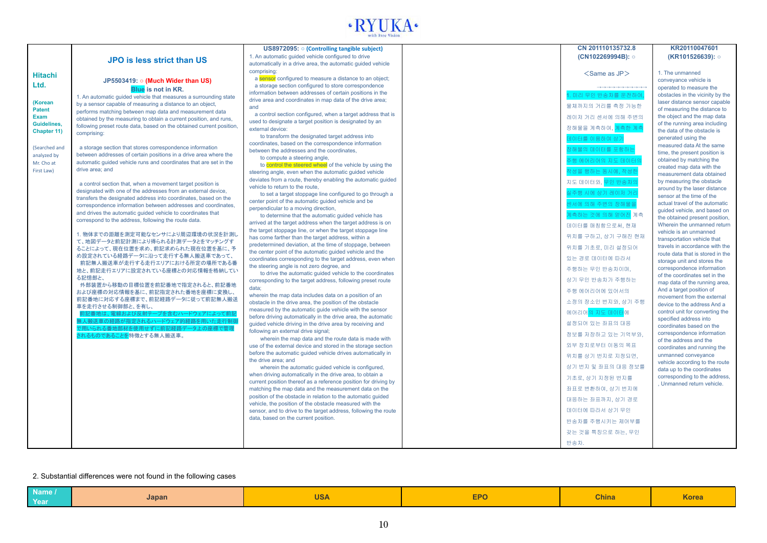| | | | | | |
|---|---|---|---|---|---|
| **Hitachi Ltd.**<br><br>(Korean Patent Exam Guidelines, Chapter 11)<br><br>(Searched and analyzed by Mr. Cho at First Law) | **JPO is less strict than US**<br><br>**JP5503419: ○ (Much Wider than US)**<br>**Blue is not in KR.**<br>1. An automatic guided vehicle that measures a surrounding state by a sensor capable of measuring a distance to an object, performs matching between map data and measurement data obtained by the measuring to obtain a current position, and runs, following preset route data, based on the obtained current position, comprising:<br><br>a storage section that stores correspondence information between addresses of certain positions in a drive area where the automatic guided vehicle runs and coordinates that are set in the drive area; and<br><br>a control section that, when a movement target position is designated with one of the addresses from an external device, transfers the designated address into coordinates, based on the correspondence information between addresses and coordinates, and drives the automatic guided vehicle to coordinates that correspond to the address, following the route data.<br><br>1. 物体までの距離を測定可能なセンサにより周辺環境の状況を計測して、地図データと前記計測により得られる計測データとをマッチングすることによって、現在位置を求め、前記求められた現在位置を基に、予め設定されている経路データに沿って走行する無人搬送車であって、<br>前記無人搬送車が走行する走行エリアにおける所定の場所である番地と、前記走行エリアに設定されている座標との対応情報を格納している記憶部と、<br>外部装置から移動の目標位置を前記番地で指定されると、前記番地および座標の対応情報を基に、前記指定された番地を座標に変換し、前記番地に対応する座標まで、前記経路データに従って前記無人搬送車を走行させる制御部と、を有し、<br>前記番地は、電線および反射テープを含むハードウェアによって前記無人搬送車の経路が指定されるハードウェア的経路を用いた走行制御で用いられる番地部材を使用せずに前記経路データ上の座標で管理されるものであることを特徴とする無人搬送車。 | **US8972095: ○ (Controlling tangible subject)**<br>1. An automatic guided vehicle configured to drive automatically in a drive area, the automatic guided vehicle comprising:<br>a sensor configured to measure a distance to an object;<br>a storage section configured to store correspondence information between addresses of certain positions in the drive area and coordinates in map data of the drive area; and<br>a control section configured, when a target address that is used to designate a target position is designated by an external device:<br>to transform the designated target address into coordinates, based on the correspondence information between the addresses and the coordinates,<br>to compute a steering angle,<br>to control the steered wheel of the vehicle by using the steering angle, even when the automatic guided vehicle deviates from a route, thereby enabling the automatic guided vehicle to return to the route,<br>to set a target stoppage line configured to go through a center point of the automatic guided vehicle and be perpendicular to a moving direction,<br>to determine that the automatic guided vehicle has arrived at the target address when the target address is on the target stoppage line or when the target stoppage line has come farther than the target address, within a predetermined deviation, at the time of stoppage, between the center point of the automatic guided vehicle and the coordinates corresponding to the target address, even when the steering angle is not zero degree, and<br>to drive the automatic guided vehicle to the coordinates corresponding to the target address, following preset route data;<br>wherein the map data includes data on a position of an obstacle in the drive area, the position of the obstacle measured by the automatic guide vehicle with the sensor before driving automatically in the drive area, the automatic guided vehicle driving in the drive area by receiving and following an external drive signal;<br>wherein the map data and the route data is made with use of the external device and stored in the storage section before the automatic guided vehicle drives automatically in the drive area; and<br>wherein the automatic guided vehicle is configured, when driving automatically in the drive area, to obtain a current position thereof as a reference position for driving by matching the map data and the measurement data on the position of the obstacle in relation to the automatic guided vehicle, the position of the obstacle measured with the sensor, and to drive to the target address, following the route data, based on the current position. | | **CN 201110135732.8 (CN102269994B): ○**<br><br><Same as JP><br><br>1. 미리 무인 반송차를 운전하여, 물체까지의 거리를 측정 가능한 레이저 거리 센서에 의해 주변의 장해물을 계측하여, 계측한 계측 데이터를 이용하여 상기 장해물의 데이터를 포함하는 주행 에어리어의 지도 데이터의 작성을 행하는 동시에, 작성한 지도 데이터와, 무인 반송차의 실주행 시에 상기 레이저 거리 센서에 의해 주변의 장해물을 계측하는 것에 의해 얻어진 계측 데이터를 매칭함으로써, 현재 위치를 구하고, 상기 구해진 현재 위치를 기초로, 미리 설정되어 있는 경로 데이터에 따라서 주행하는 무인 반송차이며, 상기 무인 반송차가 주행하는 주행 에어리어에 있어서의 소정의 장소인 번지와, 상기 주행 에어리어의 지도 데이터에 설정되어 있는 좌표의 대응 정보를 저장하고 있는 기억부와, 외부 장치로부터 이동의 목표 위치를 상기 번지로 지정되면, 상기 번지 및 좌표의 대응 정보를 기초로, 상기 지정된 번지를 좌표로 변환하여, 상기 번지에 대응하는 좌표까지, 상기 경로 데이터에 따라서 상기 무인 반송차를 주행시키는 제어부를 갖는 것을 특징으로 하는, 무인 반송차. | **KR20110047601 (KR101526639): ○**<br><br>1. The unmanned conveyance vehicle is operated to measure the obstacles in the vicinity by the laser distance sensor capable of measuring the distance to the object and the map data of the running area including the data of the obstacle is generated using the measured data At the same time, the present position is obtained by matching the created map data with the measurement data obtained by measuring the obstacle around by the laser distance sensor at the time of the actual travel of the automatic guided vehicle, and based on the obtained present position, Wherein the unmanned return vehicle is an unmanned transportation vehicle that travels in accordance with the route data that is stored in the storage unit and stores the correspondence information of the coordinates set in the map data of the running area, And a target position of movement from the external device to the address And a control unit for converting the specified address into coordinates based on the correspondence information of the address and the coordinates and running the unmanned conveyance vehicle according to the route data up to the coordinates corresponding to the address, , Unmanned return vehicle. |

2. Substantial differences were not found in the following cases

| Name / Year | Japan | USA | EPO | China | Korea |
|---|---|---|---|---|---|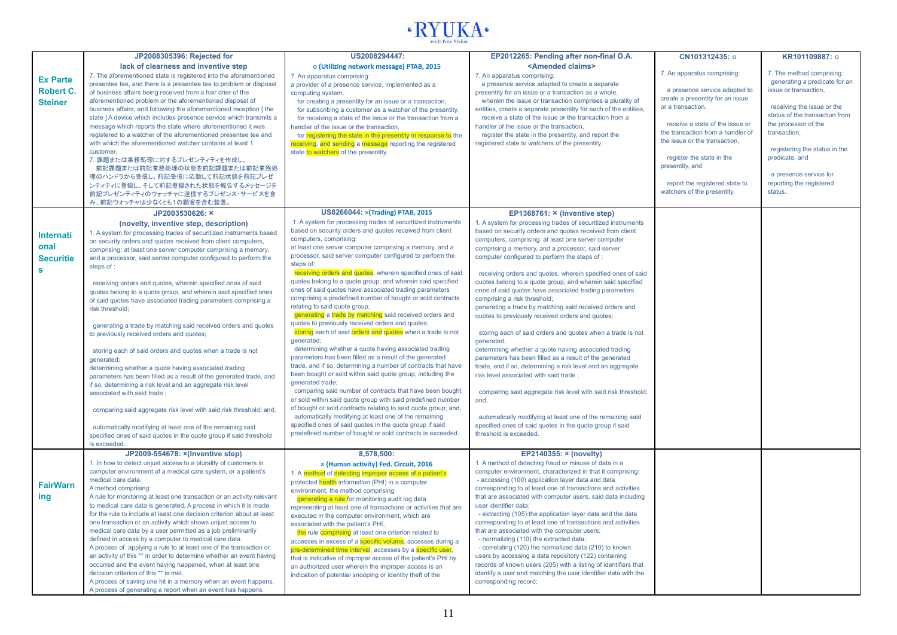| | JP2008305396: Rejected for lack of clearness and inventive step | US2008294447: ○ (Utilizing network message) PTAB, 2015 | EP2012265: Pending after non-final O.A. <Amended claims> | CN101312435: ○ | KR101109887: ○ |
|---|---|---|---|---|---|
| **Ex Parte Robert C. Steiner** | 7. The aforementioned state is registered into the aforementioned presentee tee, and there is a presentee tee to problem or disposal of business affairs being received from a hair drier of the aforementioned problem or the aforementioned disposal of business affairs, and following the aforementioned reception [ the state ] A device which includes presence service which transmits a message which reports the state where aforementioned it was registered to a watcher of the aforementioned presentee tee and with which the aforementioned watcher contains at least 1 customer.<br>7. 課題または業務処理に対するプレゼンティティを作成し、前記課題または前記業務処理の状態を前記課題または前記業務処理のハンドラから受信し、前記受信に応動して前記状態を前記プレゼンティティに登録し、そして前記登録された状態を報告するメッセージを前記プレゼンティティのウォッチャに送信するプレゼンス・サービスを含み、前記ウォッチャは少なくとも1の顧客を含む装置。 | 7. An apparatus comprising:<br>a provider of a presence service, implemented as a computing system,<br>for creating a presentity for an issue or a transaction,<br>for subscribing a customer as a watcher of the presentity,<br>for receiving a state of the issue or the transaction from a handler of the issue or the transaction,<br>for registering the state in the presentity in response to the receiving, and sending a message reporting the registered state to watchers of the presentity. | 7. An apparatus comprising:<br>a presence service adapted to create a separate presentity for an issue or a transaction as a whole,<br>wherein the issue or transaction comprises a plurality of entities, create a separate presentity for each of the entities,<br>receive a state of the issue or the transaction from a handler of the issue or the transaction,<br>register the state in the presentity, and report the registered state to watchers of the presentity. | 7. An apparatus comprising:<br>a presence service adapted to create a presentity for an issue or a transaction,<br>receive a state of the issue or the transaction from a handler of the issue or the transaction,<br>register the state in the presentity, and<br>report the registered state to watchers of the presentity. | 7. The method comprising:<br>generating a predicate for an issue or transaction,<br>receiving the issue or the status of the transaction from the processor of the transaction,<br>registering the status in the predicate, and<br>a presence service for reporting the registered status.. |
| **International Securities** | **JP2003530626: ×**<br>**(novelty, inventive step, description)**<br>1. A system for processing trades of securitized instruments based on security orders and quotes received from client computers, comprising: at least one server computer comprising a memory, and a processor, said server computer configured to perform the steps of :<br>receiving orders and quotes, wherein specified ones of said quotes belong to a quote group, and wherein said specified ones of said quotes have associated trading parameters comprising a risk threshold;<br>generating a trade by matching said received orders and quotes to previously received orders and quotes;<br>storing each of said orders and quotes when a trade is not generated;<br>determining whether a quote having associated trading parameters has been filled as a result of the generated trade, and if so, determining a risk level and an aggregate risk level associated with said trade ;<br>comparing said aggregate risk level with said risk threshold; and,<br>automatically modifying at least one of the remaining specified ones of said quotes in the quote group if said threshold is exceeded. | **US8266044: ×(Trading) PTAB, 2015**<br>1. A system for processing trades of securitized instruments based on security orders and quotes received from client computers, comprising:<br>at least one server computer comprising a memory, and a processor, said server computer configured to perform the steps of:<br>receiving orders and quotes, wherein specified ones of said quotes belong to a quote group, and wherein said specified ones of said quotes have associated trading parameters comprising a predefined number of bought or sold contracts relating to said quote group;<br>generating a trade by matching said received orders and quotes to previously received orders and quotes;<br>storing each of said orders and quotes when a trade is not generated;<br>determining whether a quote having associated trading parameters has been filled as a result of the generated trade, and if so, determining a number of contracts that have been bought or sold within said quote group, including the generated trade;<br>comparing said number of contracts that have been bought or sold within said quote group with said predefined number of bought or sold contracts relating to said quote group; and,<br>automatically modifying at least one of the remaining specified ones of said quotes in the quote group if said predefined number of bought or sold contracts is exceeded. | **EP1368761: × (Inventive step)**<br>1. A system for processing trades of securitized instruments based on security orders and quotes received from client computers, comprising: at least one server computer comprising a memory, and a processor, said server computer configured to perform the steps of :<br>receiving orders and quotes, wherein specified ones of said quotes belong to a quote group, and wherein said specified ones of said quotes have associated trading parameters comprising a risk threshold;<br>generating a trade by matching said received orders and quotes to previously received orders and quotes;<br>storing each of said orders and quotes when a trade is not generated;<br>determining whether a quote having associated trading parameters has been filled as a result of the generated trade, and if so, determining a risk level and an aggregate risk level associated with said trade ;<br>comparing said aggregate risk level with said risk threshold; and,<br>automatically modifying at least one of the remaining specified ones of said quotes in the quote group if said threshold is exceeded. | | |
| **FairWarning** | **JP2009-554678: ×(Inventive step)**<br>1. In how to detect unjust access to a plurality of customers in computer environment of a medical care system, or a patient's medical care data,<br>A method comprising:<br>A rule for monitoring at least one transaction or an activity relevant to medical care data is generated, A process in which it is made for the rule to include at least one decision criterion about at least one transaction or an activity which shows unjust access to medical care data by a user permitted as a job preliminarily defined in access by a computer to medical care data.<br>A process of applying a rule to at least one of the transaction or an activity of this ** in order to determine whether an event having occurred and the event having happened, when at least one decision criterion of this ** is met.<br>A process of saving one hit in a memory when an event happens.<br>A process of generating a report when an event has happens. | **8,578,500:**<br>**× (Human activity) Fed. Circuit, 2016**<br>1. A method of detecting improper access of a patient's protected health information (PHI) in a computer environment, the method comprising:<br>generating a rule for monitoring audit log data representing at least one of transactions or activities that are executed in the computer environment, which are associated with the patient's PHI,<br>the rule comprising at least one criterion related to accesses in excess of a specific volume, accesses during a pre-determined time interval, accesses by a specific user, that is indicative of improper access of the patient's PHI by an authorized user wherein the improper access is an indication of potential snooping or identity theft of the | **EP2140355: × (novelty)**<br>1. A method of detecting fraud or misuse of data in a computer environment, characterized in that it comprising:<br>- accessing (100) application layer data and data corresponding to at least one of transactions and activities that are associated with computer users, said data including user identifier data;<br>- extracting (105) the application layer data and the data corresponding to at least one of transactions and activities that are associated with the computer users;<br>- normalizing (110) the extracted data;<br>- correlating (120) the normalized data (210) to known users by accessing a data repository (122) containing records of known users (205) with a listing of identifiers that identify a user and matching the user identifier data with the corresponding record; | | |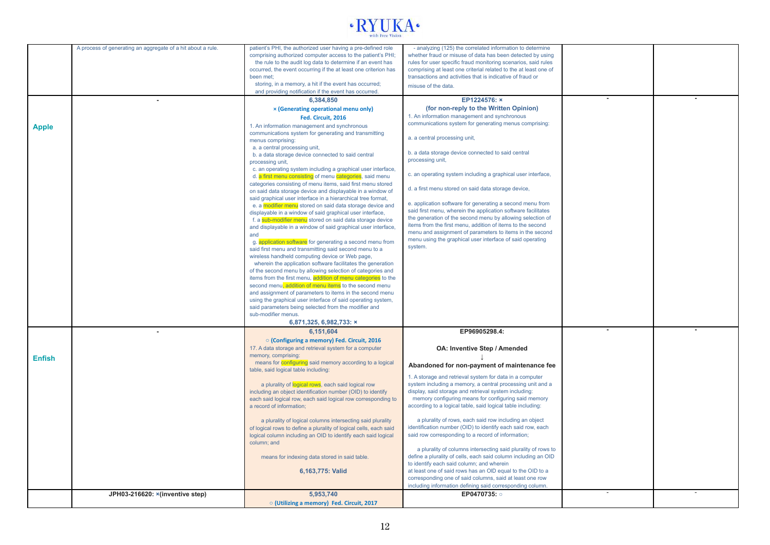| | | | | | |
|---|---|---|---|---|---|
| | A process of generating an aggregate of a hit about a rule. | patient's PHI, the authorized user having a pre-defined role comprising authorized computer access to the patient's PHI;<br>the rule to the audit log data to determine if an event has occurred, the event occurring if the at least one criterion has been met;<br>storing, in a memory, a hit if the event has occurred;<br>and providing notification if the event has occurred. | - analyzing (125) the correlated information to determine whether fraud or misuse of data has been detected by using rules for user specific fraud monitoring scenarios, said rules comprising at least one criterial related to the at least one of transactions and activities that is indicative of fraud or misuse of the data. | | |
| **Apple** | - | **6,384,850**<br>**× (Generating operational menu only)**<br>**Fed. Circuit, 2016**<br>1. An information management and synchronous communications system for generating and transmitting menus comprising:<br>a. a central processing unit,<br>b. a data storage device connected to said central processing unit,<br>c. an operating system including a graphical user interface,<br>d. a first menu consisting of menu categories, said menu categories consisting of menu items, said first menu stored on said data storage device and displayable in a window of said graphical user interface in a hierarchical tree format,<br>e. a modifier menu stored on said data storage device and displayable in a window of said graphical user interface,<br>f. a sub-modifier menu stored on said data storage device and displayable in a window of said graphical user interface, and<br>g. application software for generating a second menu from said first menu and transmitting said second menu to a wireless handheld computing device or Web page,<br>wherein the application software facilitates the generation of the second menu by allowing selection of categories and items from the first menu, addition of menu categories to the second menu, addition of menu items to the second menu and assignment of parameters to items in the second menu using the graphical user interface of said operating system, said parameters being selected from the modifier and sub-modifier menus.<br>**6,871,325, 6,982,733: ×** | **EP1224576: ×**<br>**(for non-reply to the Written Opinion)**<br>1. An information management and synchronous communications system for generating menus comprising:<br>a. a central processing unit,<br>b. a data storage device connected to said central processing unit,<br>c. an operating system including a graphical user interface,<br>d. a first menu stored on said data storage device,<br>e. application software for generating a second menu from said first menu, wherein the application software facilitates the generation of the second menu by allowing selection of items from the first menu, addition of items to the second menu and assignment of parameters to items in the second menu using the graphical user interface of said operating system. | - | - |
| **Enfish** | - | **6,151,604**<br>**○ (Configuring a memory) Fed. Circuit, 2016**<br>17. A data storage and retrieval system for a computer memory, comprising:<br>means for configuring said memory according to a logical table, said logical table including:<br>a plurality of logical rows, each said logical row including an object identification number (OID) to identify each said logical row, each said logical row corresponding to a record of information;<br>a plurality of logical columns intersecting said plurality of logical rows to define a plurality of logical cells, each said logical column including an OID to identify each said logical column; and<br>means for indexing data stored in said table.<br>**6,163,775: Valid** | **EP96905298.4:**<br>**OA: Inventive Step / Amended**<br>↓<br>**Abandoned for non-payment of maintenance fee**<br>1. A storage and retrieval system for data in a computer system including a memory, a central processing unit and a display, said storage and retrieval system including:<br>memory configuring means for configuring said memory according to a logical table, said logical table including:<br>a plurality of rows, each said row including an object identification number (OID) to identify each said row, each said row corresponding to a record of information;<br>a plurality of columns intersecting said plurality of rows to define a plurality of cells, each said column including an OID to identify each said column; and wherein at least one of said rows has an OID equal to the OID to a corresponding one of said columns, said at least one row including information defining said corresponding column. | - | - |
| | **JPH03-216620: ×(inventive step)** | **5,953,740**<br>**○ (Utilizing a memory) Fed. Circuit, 2017** | **EP0470735: ○** | - | - |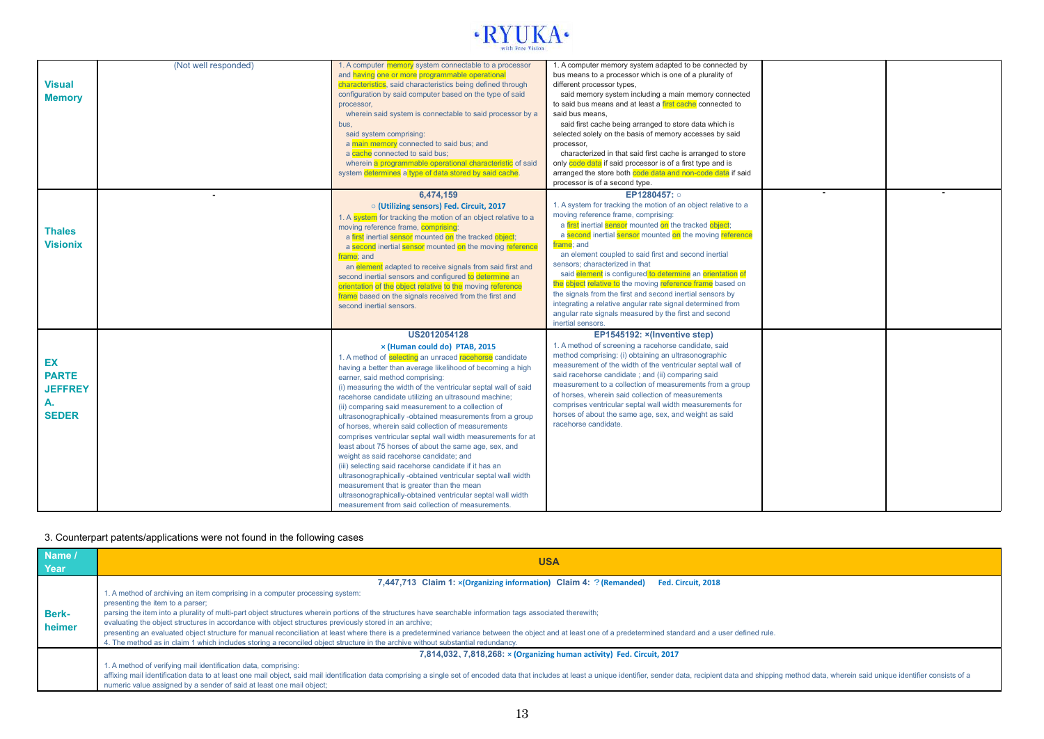| | | | | | |
|---|---|---|---|---|---|
| **Visual Memory** | (Not well responded) | 1. A computer memory system connectable to a processor and having one or more programmable operational characteristics, said characteristics being defined through configuration by said computer based on the type of said processor, wherein said system is connectable to said processor by a bus, said system comprising: a main memory connected to said bus; and a cache connected to said bus; wherein a programmable operational characteristic of said system determines a type of data stored by said cache. | 1. A computer memory system adapted to be connected by bus means to a processor which is one of a plurality of different processor types, said memory system including a main memory connected to said bus means and at least a first cache connected to said bus means, said first cache being arranged to store data which is selected solely on the basis of memory accesses by said processor, characterized in that said first cache is arranged to store only code data if said processor is of a first type and is arranged the store both code data and non-code data if said processor is of a second type. | | |
| **Thales Visionix** | - | **6,474,159** **○ (Utilizing sensors) Fed. Circuit, 2017** 1. A system for tracking the motion of an object relative to a moving reference frame, comprising: a first inertial sensor mounted on the tracked object; a second inertial sensor mounted on the moving reference frame; and an element adapted to receive signals from said first and second inertial sensors and configured to determine an orientation of the object relative to the moving reference frame based on the signals received from the first and second inertial sensors. | **EP1280457: ○** 1. A system for tracking the motion of an object relative to a moving reference frame, comprising: a first inertial sensor mounted on the tracked object; a second inertial sensor mounted on the moving reference frame; and an element coupled to said first and second inertial sensors; characterized in that said element is configured to determine an orientation of the object relative to the moving reference frame based on the signals from the first and second inertial sensors by integrating a relative angular rate signal determined from angular rate signals measured by the first and second inertial sensors. | - | - |
| **EX PARTE JEFFREY A. SEDER** | | **US2012054128** **× (Human could do) PTAB, 2015** 1. A method of selecting an unraced racehorse candidate having a better than average likelihood of becoming a high earner, said method comprising: (i) measuring the width of the ventricular septal wall of said racehorse candidate utilizing an ultrasound machine; (ii) comparing said measurement to a collection of ultrasonographically -obtained measurements from a group of horses, wherein said collection of measurements comprises ventricular septal wall width measurements for at least about 75 horses of about the same age, sex, and weight as said racehorse candidate; and (iii) selecting said racehorse candidate if it has an ultrasonographically -obtained ventricular septal wall width measurement that is greater than the mean ultrasonographically-obtained ventricular septal wall width measurement from said collection of measurements. | **EP1545192: ×(Inventive step)** 1. A method of screening a racehorse candidate, said method comprising: (i) obtaining an ultrasonographic measurement of the width of the ventricular septal wall of said racehorse candidate ; and (ii) comparing said measurement to a collection of measurements from a group of horses, wherein said collection of measurements comprises ventricular septal wall width measurements for horses of about the same age, sex, and weight as said racehorse candidate. | | |

3. Counterpart patents/applications were not found in the following cases

| Name / Year | USA |
|---|---|
| **Berk-heimer** | **7,447,713 Claim 1: ×(Organizing information) Claim 4: ?(Remanded) Fed. Circuit, 2018** 1. A method of archiving an item comprising in a computer processing system: presenting the item to a parser; parsing the item into a plurality of multi-part object structures wherein portions of the structures have searchable information tags associated therewith; evaluating the object structures in accordance with object structures previously stored in an archive; presenting an evaluated object structure for manual reconciliation at least where there is a predetermined variance between the object and at least one of a predetermined standard and a user defined rule. 4. The method as in claim 1 which includes storing a reconciled object structure in the archive without substantial redundancy. |
| | **7,814,032、7,818,268: × (Organizing human activity) Fed. Circuit, 2017** 1. A method of verifying mail identification data, comprising: affixing mail identification data to at least one mail object, said mail identification data comprising a single set of encoded data that includes at least a unique identifier, sender data, recipient data and shipping method data, wherein said unique identifier consists of a numeric value assigned by a sender of said at least one mail object; |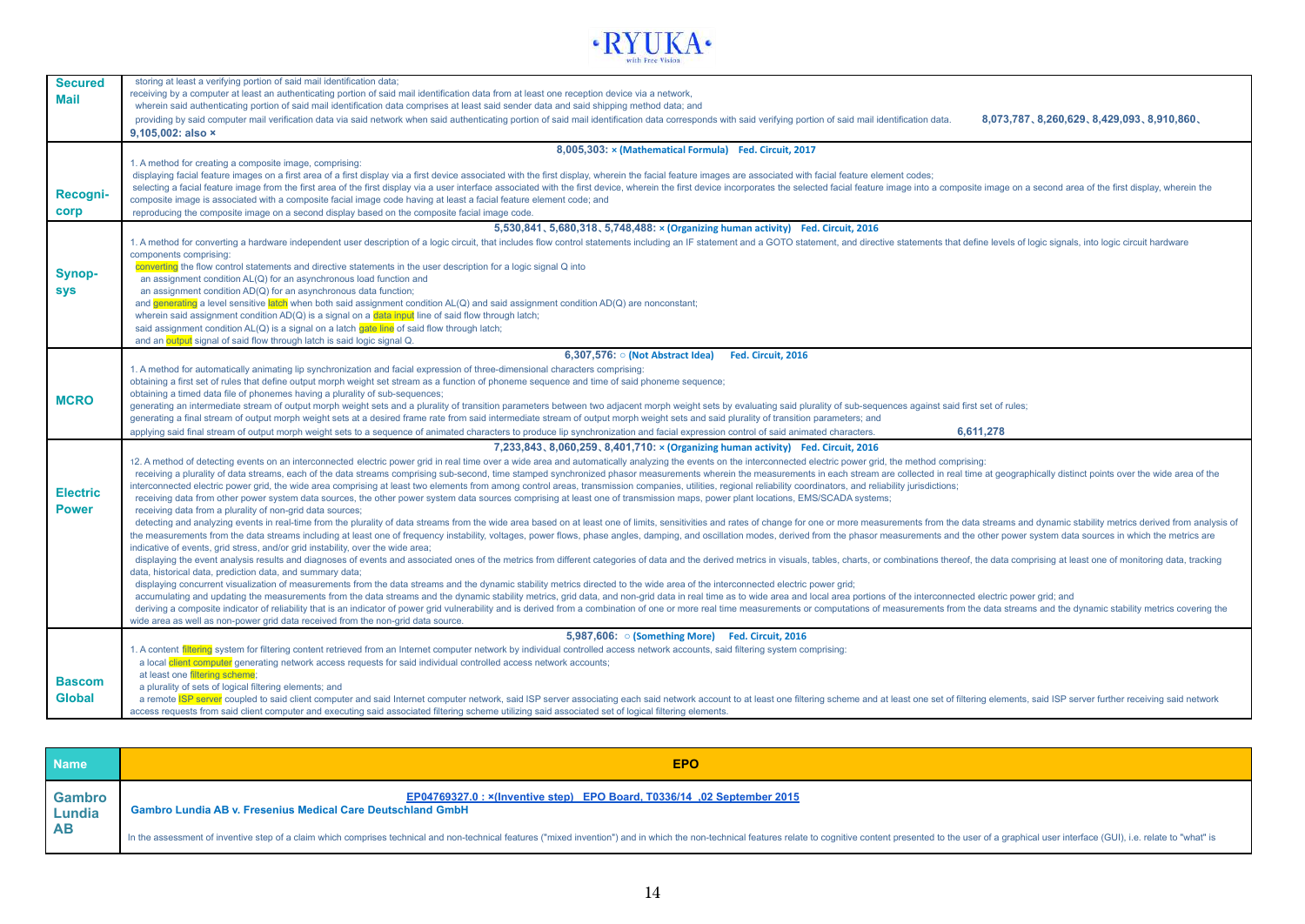| | |
|---|---|
| **Secured Mail** | storing at least a verifying portion of said mail identification data;<br>receiving by a computer at least an authenticating portion of said mail identification data from at least one reception device via a network,<br>wherein said authenticating portion of said mail identification data comprises at least said sender data and said shipping method data; and<br>providing by said computer mail verification data via said network when said authenticating portion of said mail identification data corresponds with said verifying portion of said mail identification data. **8,073,787、8,260,629、8,429,093、8,910,860、9,105,002: also ×** |
| **Recogni-corp** | **8,005,303: × (Mathematical Formula) Fed. Circuit, 2017**<br>1. A method for creating a composite image, comprising:<br>displaying facial feature images on a first area of a first display via a first device associated with the first display, wherein the facial feature images are associated with facial feature element codes;<br>selecting a facial feature image from the first area of the first display via a user interface associated with the first device, wherein the first device incorporates the selected facial feature image into a composite image on a second area of the first display, wherein the composite image is associated with a composite facial image code having at least a facial feature element code; and<br>reproducing the composite image on a second display based on the composite facial image code. |
| **Synop-sys** | **5,530,841、5,680,318、5,748,488: × (Organizing human activity) Fed. Circuit, 2016**<br>1. A method for converting a hardware independent user description of a logic circuit, that includes flow control statements including an IF statement and a GOTO statement, and directive statements that define levels of logic signals, into logic circuit hardware components comprising:<br>converting the flow control statements and directive statements in the user description for a logic signal Q into<br>an assignment condition AL(Q) for an asynchronous load function and<br>an assignment condition AD(Q) for an asynchronous data function;<br>and generating a level sensitive latch when both said assignment condition AL(Q) and said assignment condition AD(Q) are nonconstant;<br>wherein said assignment condition AD(Q) is a signal on a data input line of said flow through latch;<br>said assignment condition AL(Q) is a signal on a latch gate line of said flow through latch;<br>and an output signal of said flow through latch is said logic signal Q. |
| **MCRO** | **6,307,576: ○ (Not Abstract Idea) Fed. Circuit, 2016**<br>1. A method for automatically animating lip synchronization and facial expression of three-dimensional characters comprising:<br>obtaining a first set of rules that define output morph weight set stream as a function of phoneme sequence and time of said phoneme sequence;<br>obtaining a timed data file of phonemes having a plurality of sub-sequences;<br>generating an intermediate stream of output morph weight sets and a plurality of transition parameters between two adjacent morph weight sets by evaluating said plurality of sub-sequences against said first set of rules;<br>generating a final stream of output morph weight sets at a desired frame rate from said intermediate stream of output morph weight sets and said plurality of transition parameters; and<br>applying said final stream of output morph weight sets to a sequence of animated characters to produce lip synchronization and facial expression control of said animated characters. **6,611,278** |
| **Electric Power** | **7,233,843、8,060,259、8,401,710: × (Organizing human activity) Fed. Circuit, 2016**<br>12. A method of detecting events on an interconnected electric power grid in real time over a wide area and automatically analyzing the events on the interconnected electric power grid, the method comprising:<br>receiving a plurality of data streams, each of the data streams comprising sub-second, time stamped synchronized phasor measurements wherein the measurements in each stream are collected in real time at geographically distinct points over the wide area of the interconnected electric power grid, the wide area comprising at least two elements from among control areas, transmission companies, utilities, regional reliability coordinators, and reliability jurisdictions;<br>receiving data from other power system data sources, the other power system data sources comprising at least one of transmission maps, power plant locations, EMS/SCADA systems;<br>receiving data from a plurality of non-grid data sources;<br>detecting and analyzing events in real-time from the plurality of data streams from the wide area based on at least one of limits, sensitivities and rates of change for one or more measurements from the data streams and dynamic stability metrics derived from analysis of the measurements from the data streams including at least one of frequency instability, voltages, power flows, phase angles, damping, and oscillation modes, derived from the phasor measurements and the other power system data sources in which the metrics are indicative of events, grid stress, and/or grid instability, over the wide area;<br>displaying the event analysis results and diagnoses of events and associated ones of the metrics from different categories of data and the derived metrics in visuals, tables, charts, or combinations thereof, the data comprising at least one of monitoring data, tracking data, historical data, prediction data, and summary data;<br>displaying concurrent visualization of measurements from the data streams and the dynamic stability metrics directed to the wide area of the interconnected electric power grid;<br>accumulating and updating the measurements from the data streams and the dynamic stability metrics, grid data, and non-grid data in real time as to wide area and local area portions of the interconnected electric power grid; and<br>deriving a composite indicator of reliability that is an indicator of power grid vulnerability and is derived from a combination of one or more real time measurements or computations of measurements from the data streams and the dynamic stability metrics covering the wide area as well as non-power grid data received from the non-grid data source. |
| **Bascom Global** | **5,987,606: ○ (Something More) Fed. Circuit, 2016**<br>1. A content filtering system for filtering content retrieved from an Internet computer network by individual controlled access network accounts, said filtering system comprising:<br>a local client computer generating network access requests for said individual controlled access network accounts;<br>at least one filtering scheme;<br>a plurality of sets of logical filtering elements; and<br>a remote ISP server coupled to said client computer and said Internet computer network, said ISP server associating each said network account to at least one filtering scheme and at least one set of filtering elements, said ISP server further receiving said network access requests from said client computer and executing said associated filtering scheme utilizing said associated set of logical filtering elements. |

| Name | EPO |
|---|---|
| **Gambro Lundia AB** | **EP04769327.0 : ×(Inventive step) EPO Board, T0336/14 ,02 September 2015**<br>**Gambro Lundia AB v. Fresenius Medical Care Deutschland GmbH**<br>In the assessment of inventive step of a claim which comprises technical and non-technical features ("mixed invention") and in which the non-technical features relate to cognitive content presented to the user of a graphical user interface (GUI), i.e. relate to "what" is |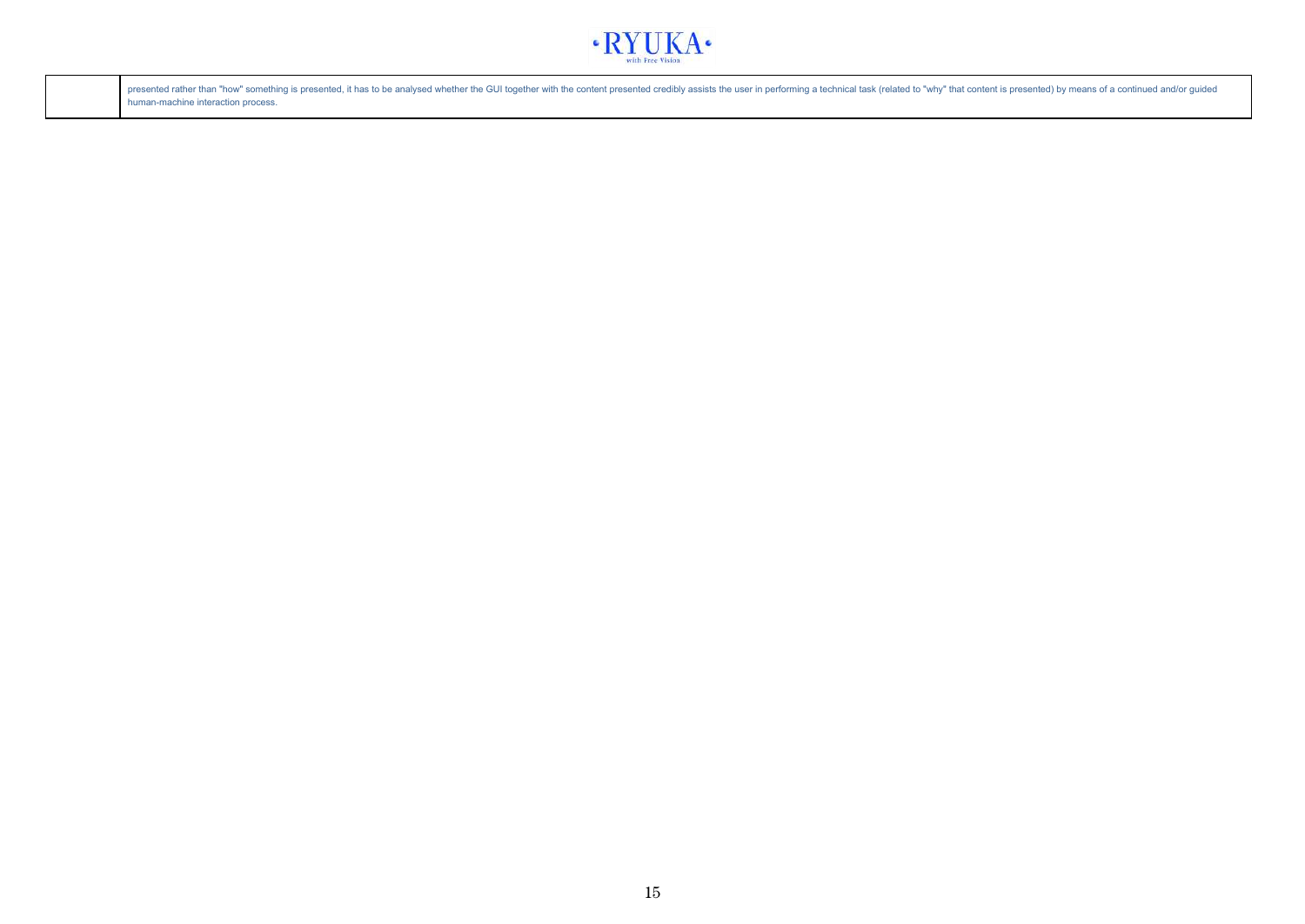| | |
|---|---|
| | presented rather than "how" something is presented, it has to be analysed whether the GUI together with the content presented credibly assists the user in performing a technical task (related to "why" that content is presented) by means of a continued and/or guided human-machine interaction process. |